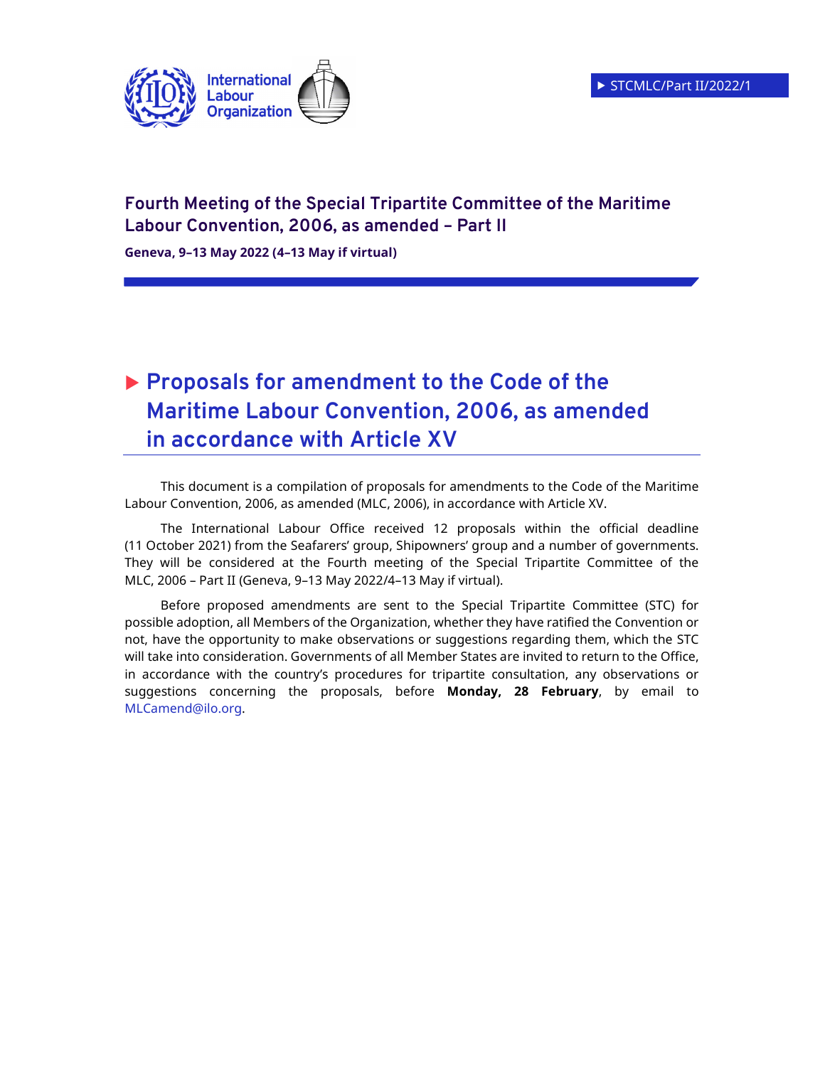STCMLC/Part II/2022/1

**Fourth Meeting of the Special Tripartite Committee of the Maritime Labour Convention, 2006, as amended – Part II**

**Geneva, 9–13 May 2022 (4–13 May if virtual)**

# Proposals for amendment to the Code of the Maritime Labour Convention, 2006, as amended in accordance with Article XV

This document is a compilation of proposals for amendments to the Code of the Maritime Labour Convention, 2006, as amended (MLC, 2006), in accordance with Article XV.

The International Labour Office received 12 proposals within the official deadline (11 October 2021) from the Seafarers' group, Shipowners' group and a number of governments. They will be considered at the Fourth meeting of the Special Tripartite Committee of the MLC, 2006 – Part II (Geneva, 9–13 May 2022/4–13 May if virtual).

Before proposed amendments are sent to the Special Tripartite Committee (STC) for possible adoption, all Members of the Organization, whether they have ratified the Convention or not, have the opportunity to make observations or suggestions regarding them, which the STC will take into consideration. Governments of all Member States are invited to return to the Office, in accordance with the country's procedures for tripartite consultation, any observations or suggestions concerning the proposals, before **Monday, 28 February**, by email to MLCamend@ilo.org.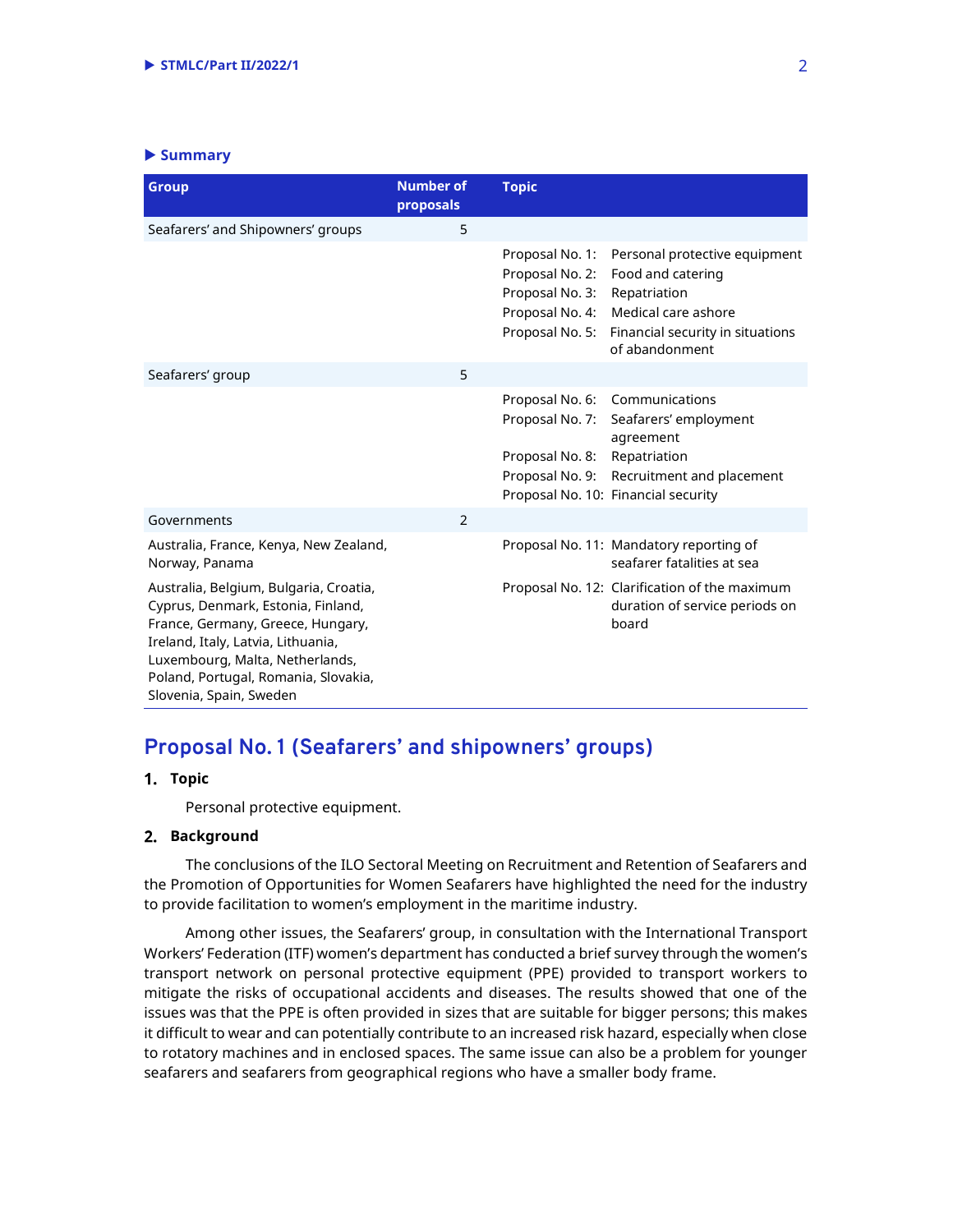## Summary

| Group | Number of proposals | Topic |
|---|---|---|
| Seafarers' and Shipowners' groups | 5 | |
| | | Proposal No. 1: Personal protective equipment<br>Proposal No. 2: Food and catering<br>Proposal No. 3: Repatriation<br>Proposal No. 4: Medical care ashore<br>Proposal No. 5: Financial security in situations of abandonment |
| Seafarers' group | 5 | |
| | | Proposal No. 6: Communications<br>Proposal No. 7: Seafarers' employment agreement<br>Proposal No. 8: Repatriation<br>Proposal No. 9: Recruitment and placement<br>Proposal No. 10: Financial security |
| Governments | 2 | |
| Australia, France, Kenya, New Zealand, Norway, Panama | | Proposal No. 11: Mandatory reporting of seafarer fatalities at sea |
| Australia, Belgium, Bulgaria, Croatia, Cyprus, Denmark, Estonia, Finland, France, Germany, Greece, Hungary, Ireland, Italy, Latvia, Lithuania, Luxembourg, Malta, Netherlands, Poland, Portugal, Romania, Slovakia, Slovenia, Spain, Sweden | | Proposal No. 12: Clarification of the maximum duration of service periods on board |

## Proposal No. 1 (Seafarers' and shipowners' groups)

### 1. Topic

Personal protective equipment.

### 2. Background

The conclusions of the ILO Sectoral Meeting on Recruitment and Retention of Seafarers and the Promotion of Opportunities for Women Seafarers have highlighted the need for the industry to provide facilitation to women's employment in the maritime industry.

Among other issues, the Seafarers' group, in consultation with the International Transport Workers' Federation (ITF) women's department has conducted a brief survey through the women's transport network on personal protective equipment (PPE) provided to transport workers to mitigate the risks of occupational accidents and diseases. The results showed that one of the issues was that the PPE is often provided in sizes that are suitable for bigger persons; this makes it difficult to wear and can potentially contribute to an increased risk hazard, especially when close to rotatory machines and in enclosed spaces. The same issue can also be a problem for younger seafarers and seafarers from geographical regions who have a smaller body frame.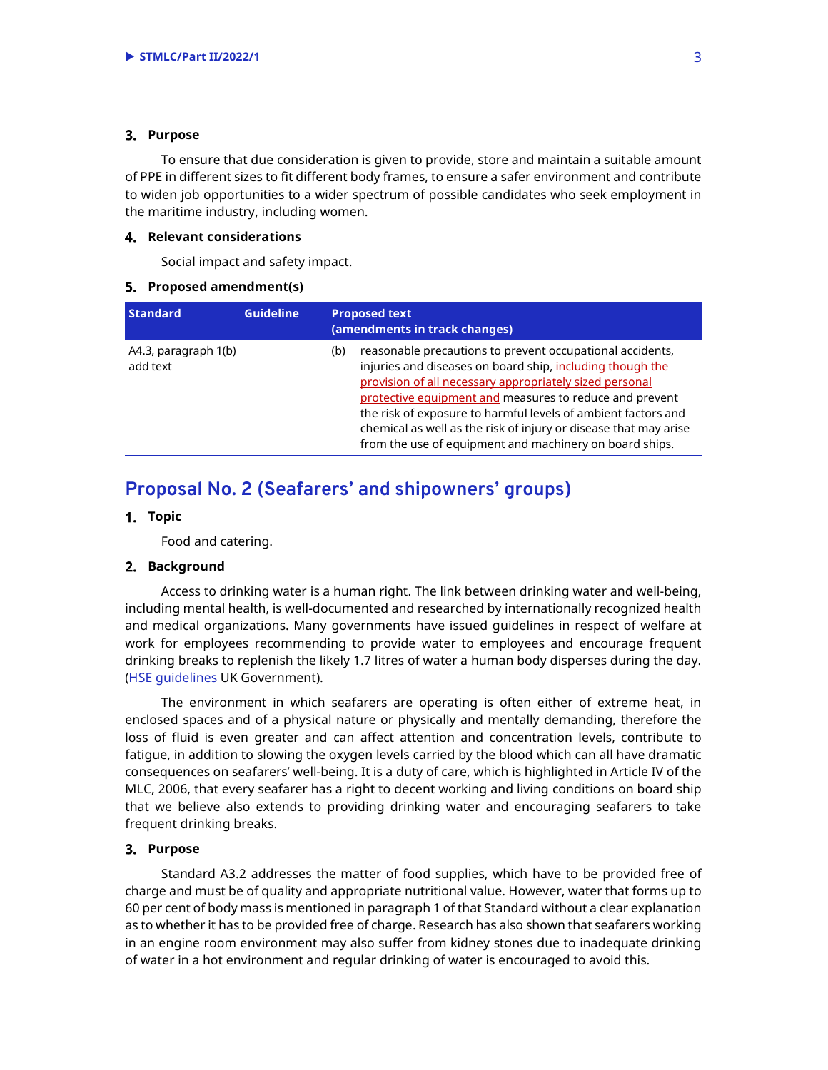### 3. Purpose

To ensure that due consideration is given to provide, store and maintain a suitable amount of PPE in different sizes to fit different body frames, to ensure a safer environment and contribute to widen job opportunities to a wider spectrum of possible candidates who seek employment in the maritime industry, including women.

### 4. Relevant considerations

Social impact and safety impact.

### 5. Proposed amendment(s)

| Standard | Guideline | Proposed text (amendments in track changes) |
|---|---|---|
| A4.3, paragraph 1(b) add text | | (b) reasonable precautions to prevent occupational accidents, injuries and diseases on board ship, including though the provision of all necessary appropriately sized personal protective equipment and measures to reduce and prevent the risk of exposure to harmful levels of ambient factors and chemical as well as the risk of injury or disease that may arise from the use of equipment and machinery on board ships. |

## Proposal No. 2 (Seafarers' and shipowners' groups)

### 1. Topic

Food and catering.

### 2. Background

Access to drinking water is a human right. The link between drinking water and well-being, including mental health, is well-documented and researched by internationally recognized health and medical organizations. Many governments have issued guidelines in respect of welfare at work for employees recommending to provide water to employees and encourage frequent drinking breaks to replenish the likely 1.7 litres of water a human body disperses during the day. (HSE guidelines UK Government).

The environment in which seafarers are operating is often either of extreme heat, in enclosed spaces and of a physical nature or physically and mentally demanding, therefore the loss of fluid is even greater and can affect attention and concentration levels, contribute to fatigue, in addition to slowing the oxygen levels carried by the blood which can all have dramatic consequences on seafarers' well-being. It is a duty of care, which is highlighted in Article IV of the MLC, 2006, that every seafarer has a right to decent working and living conditions on board ship that we believe also extends to providing drinking water and encouraging seafarers to take frequent drinking breaks.

### 3. Purpose

Standard A3.2 addresses the matter of food supplies, which have to be provided free of charge and must be of quality and appropriate nutritional value. However, water that forms up to 60 per cent of body mass is mentioned in paragraph 1 of that Standard without a clear explanation as to whether it has to be provided free of charge. Research has also shown that seafarers working in an engine room environment may also suffer from kidney stones due to inadequate drinking of water in a hot environment and regular drinking of water is encouraged to avoid this.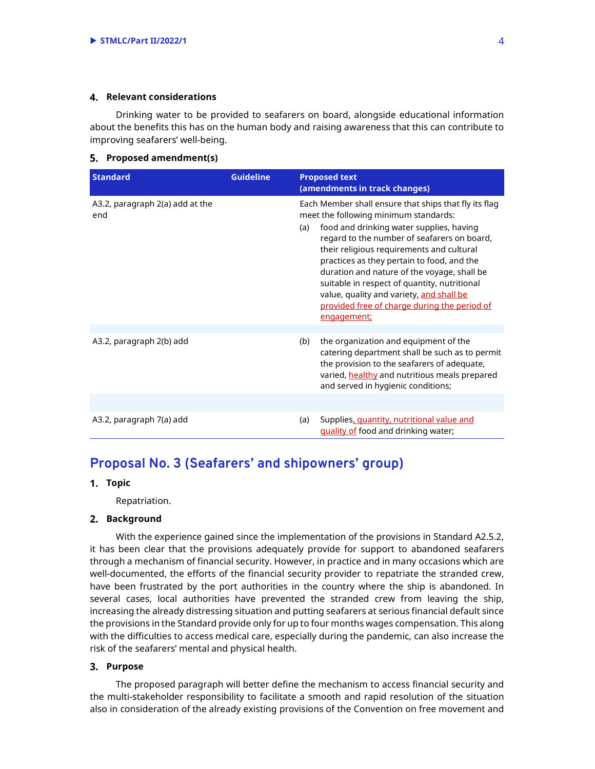### 4. Relevant considerations

Drinking water to be provided to seafarers on board, alongside educational information about the benefits this has on the human body and raising awareness that this can contribute to improving seafarers' well-being.

### 5. Proposed amendment(s)

| Standard | Guideline | Proposed text (amendments in track changes) |
|---|---|---|
| A3.2, paragraph 2(a) add at the end | | Each Member shall ensure that ships that fly its flag meet the following minimum standards: (a) food and drinking water supplies, having regard to the number of seafarers on board, their religious requirements and cultural practices as they pertain to food, and the duration and nature of the voyage, shall be suitable in respect of quantity, nutritional value, quality and variety, and shall be provided free of charge during the period of engagement; |
| A3.2, paragraph 2(b) add | | (b) the organization and equipment of the catering department shall be such as to permit the provision to the seafarers of adequate, varied, healthy and nutritious meals prepared and served in hygienic conditions; |
| A3.2, paragraph 7(a) add | | (a) Supplies, quantity, nutritional value and quality of food and drinking water; |

## Proposal No. 3 (Seafarers' and shipowners' group)

### 1. Topic

Repatriation.

### 2. Background

With the experience gained since the implementation of the provisions in Standard A2.5.2, it has been clear that the provisions adequately provide for support to abandoned seafarers through a mechanism of financial security. However, in practice and in many occasions which are well-documented, the efforts of the financial security provider to repatriate the stranded crew, have been frustrated by the port authorities in the country where the ship is abandoned. In several cases, local authorities have prevented the stranded crew from leaving the ship, increasing the already distressing situation and putting seafarers at serious financial default since the provisions in the Standard provide only for up to four months wages compensation. This along with the difficulties to access medical care, especially during the pandemic, can also increase the risk of the seafarers' mental and physical health.

### 3. Purpose

The proposed paragraph will better define the mechanism to access financial security and the multi-stakeholder responsibility to facilitate a smooth and rapid resolution of the situation also in consideration of the already existing provisions of the Convention on free movement and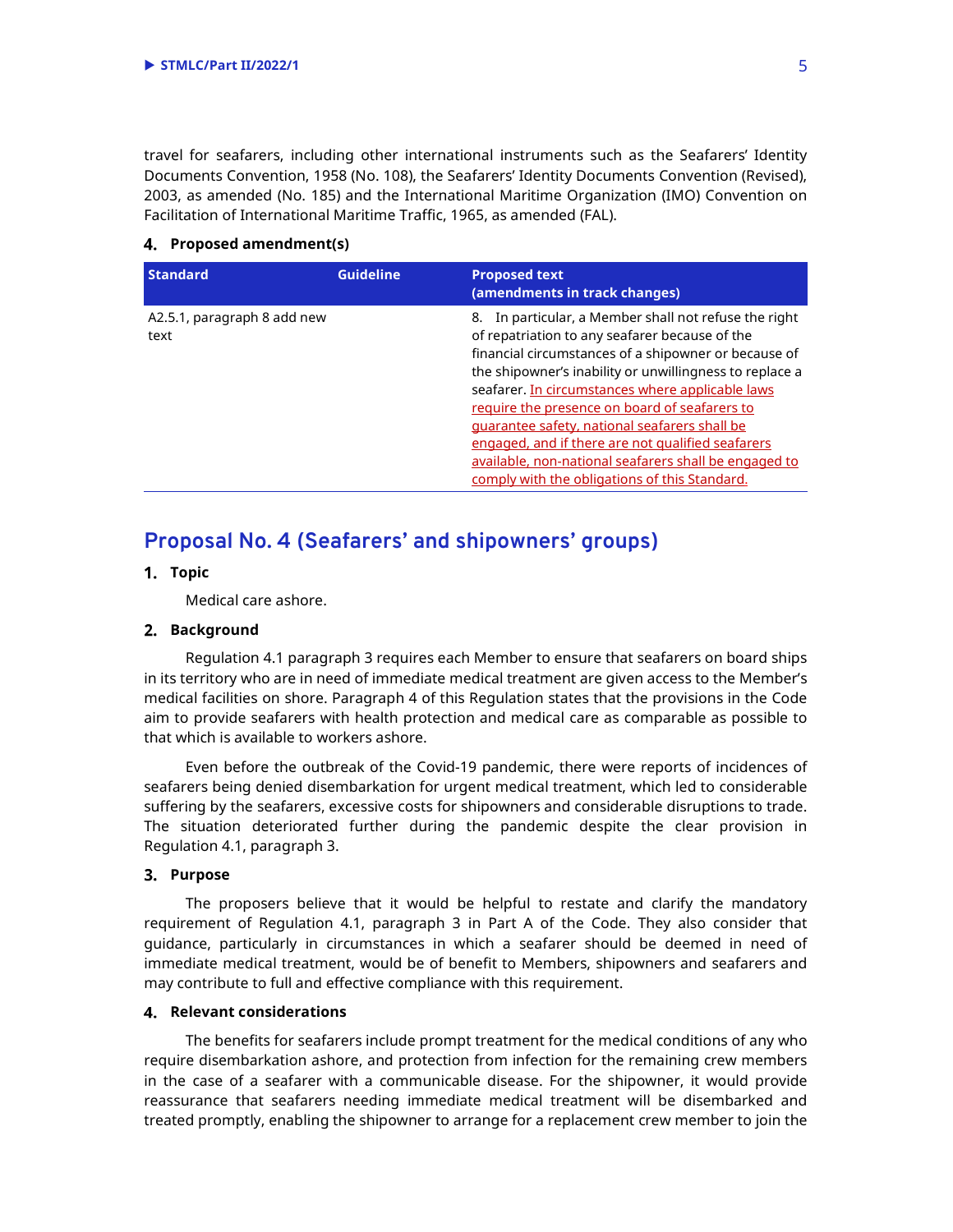travel for seafarers, including other international instruments such as the Seafarers' Identity Documents Convention, 1958 (No. 108), the Seafarers' Identity Documents Convention (Revised), 2003, as amended (No. 185) and the International Maritime Organization (IMO) Convention on Facilitation of International Maritime Traffic, 1965, as amended (FAL).

**4. Proposed amendment(s)**

| Standard | Guideline | Proposed text (amendments in track changes) |
|---|---|---|
| A2.5.1, paragraph 8 add new text | | 8. In particular, a Member shall not refuse the right of repatriation to any seafarer because of the financial circumstances of a shipowner or because of the shipowner's inability or unwillingness to replace a seafarer. In circumstances where applicable laws require the presence on board of seafarers to guarantee safety, national seafarers shall be engaged, and if there are not qualified seafarers available, non-national seafarers shall be engaged to comply with the obligations of this Standard. |

## Proposal No. 4 (Seafarers' and shipowners' groups)

**1. Topic**

Medical care ashore.

**2. Background**

Regulation 4.1 paragraph 3 requires each Member to ensure that seafarers on board ships in its territory who are in need of immediate medical treatment are given access to the Member's medical facilities on shore. Paragraph 4 of this Regulation states that the provisions in the Code aim to provide seafarers with health protection and medical care as comparable as possible to that which is available to workers ashore.

Even before the outbreak of the Covid-19 pandemic, there were reports of incidences of seafarers being denied disembarkation for urgent medical treatment, which led to considerable suffering by the seafarers, excessive costs for shipowners and considerable disruptions to trade. The situation deteriorated further during the pandemic despite the clear provision in Regulation 4.1, paragraph 3.

**3. Purpose**

The proposers believe that it would be helpful to restate and clarify the mandatory requirement of Regulation 4.1, paragraph 3 in Part A of the Code. They also consider that guidance, particularly in circumstances in which a seafarer should be deemed in need of immediate medical treatment, would be of benefit to Members, shipowners and seafarers and may contribute to full and effective compliance with this requirement.

**4. Relevant considerations**

The benefits for seafarers include prompt treatment for the medical conditions of any who require disembarkation ashore, and protection from infection for the remaining crew members in the case of a seafarer with a communicable disease. For the shipowner, it would provide reassurance that seafarers needing immediate medical treatment will be disembarked and treated promptly, enabling the shipowner to arrange for a replacement crew member to join the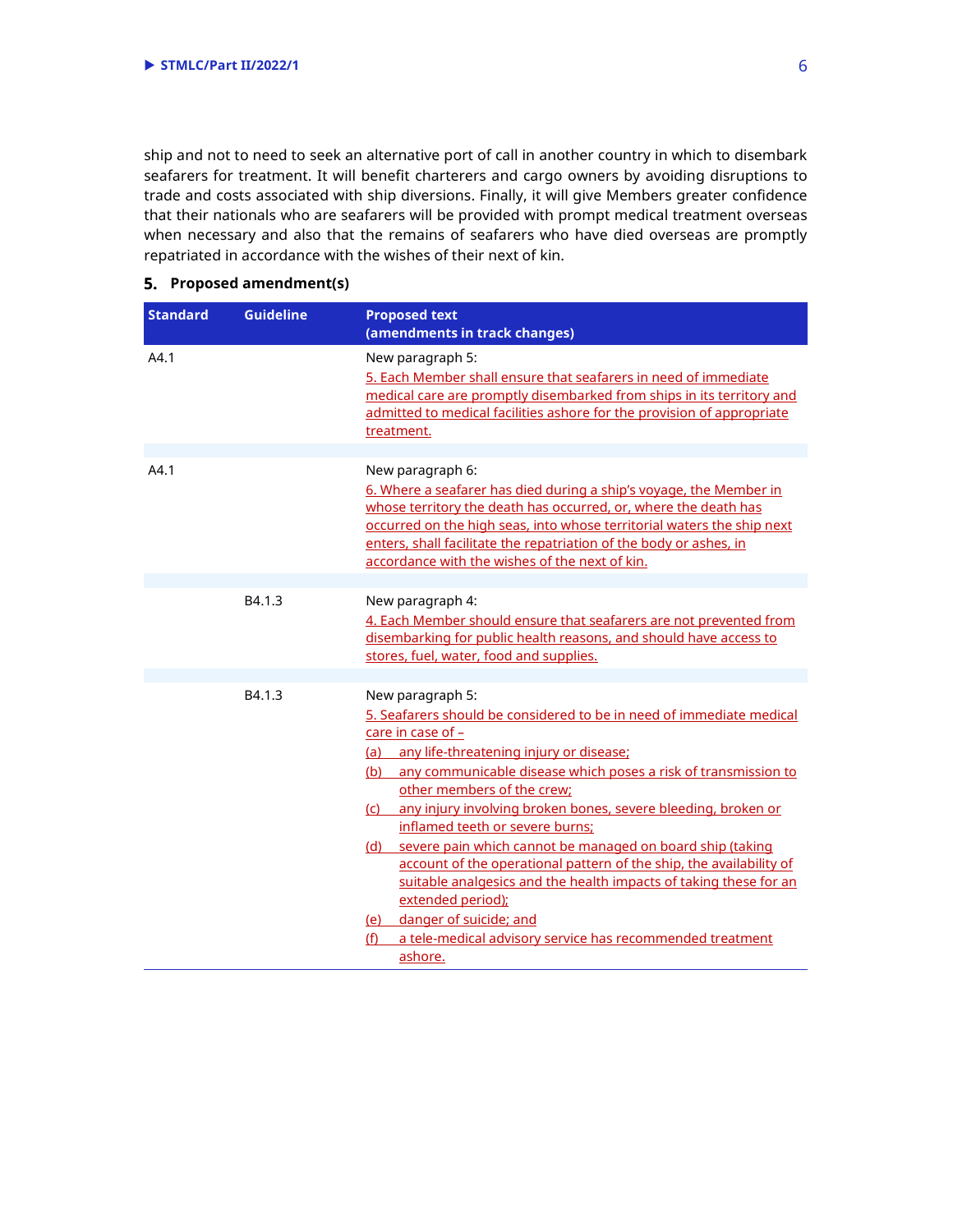ship and not to need to seek an alternative port of call in another country in which to disembark seafarers for treatment. It will benefit charterers and cargo owners by avoiding disruptions to trade and costs associated with ship diversions. Finally, it will give Members greater confidence that their nationals who are seafarers will be provided with prompt medical treatment overseas when necessary and also that the remains of seafarers who have died overseas are promptly repatriated in accordance with the wishes of their next of kin.

## 5. Proposed amendment(s)

| Standard | Guideline | Proposed text (amendments in track changes) |
|---|---|---|
| A4.1 | | New paragraph 5:<br>5. Each Member shall ensure that seafarers in need of immediate medical care are promptly disembarked from ships in its territory and admitted to medical facilities ashore for the provision of appropriate treatment. |
| A4.1 | | New paragraph 6:<br>6. Where a seafarer has died during a ship's voyage, the Member in whose territory the death has occurred, or, where the death has occurred on the high seas, into whose territorial waters the ship next enters, shall facilitate the repatriation of the body or ashes, in accordance with the wishes of the next of kin. |
| | B4.1.3 | New paragraph 4:<br>4. Each Member should ensure that seafarers are not prevented from disembarking for public health reasons, and should have access to stores, fuel, water, food and supplies. |
| | B4.1.3 | New paragraph 5:<br>5. Seafarers should be considered to be in need of immediate medical care in case of –<br>(a) any life-threatening injury or disease;<br>(b) any communicable disease which poses a risk of transmission to other members of the crew;<br>(c) any injury involving broken bones, severe bleeding, broken or inflamed teeth or severe burns;<br>(d) severe pain which cannot be managed on board ship (taking account of the operational pattern of the ship, the availability of suitable analgesics and the health impacts of taking these for an extended period);<br>(e) danger of suicide; and<br>(f) a tele-medical advisory service has recommended treatment ashore. |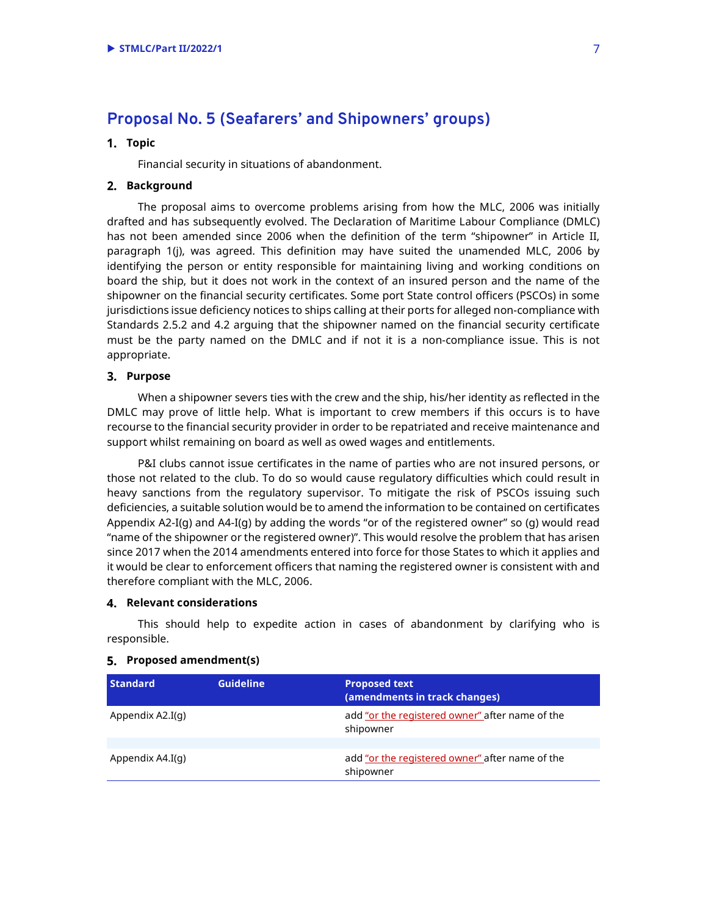## Proposal No. 5 (Seafarers' and Shipowners' groups)

### 1. Topic

Financial security in situations of abandonment.

### 2. Background

The proposal aims to overcome problems arising from how the MLC, 2006 was initially drafted and has subsequently evolved. The Declaration of Maritime Labour Compliance (DMLC) has not been amended since 2006 when the definition of the term "shipowner" in Article II, paragraph 1(j), was agreed. This definition may have suited the unamended MLC, 2006 by identifying the person or entity responsible for maintaining living and working conditions on board the ship, but it does not work in the context of an insured person and the name of the shipowner on the financial security certificates. Some port State control officers (PSCOs) in some jurisdictions issue deficiency notices to ships calling at their ports for alleged non-compliance with Standards 2.5.2 and 4.2 arguing that the shipowner named on the financial security certificate must be the party named on the DMLC and if not it is a non-compliance issue. This is not appropriate.

### 3. Purpose

When a shipowner severs ties with the crew and the ship, his/her identity as reflected in the DMLC may prove of little help. What is important to crew members if this occurs is to have recourse to the financial security provider in order to be repatriated and receive maintenance and support whilst remaining on board as well as owed wages and entitlements.

P&I clubs cannot issue certificates in the name of parties who are not insured persons, or those not related to the club. To do so would cause regulatory difficulties which could result in heavy sanctions from the regulatory supervisor. To mitigate the risk of PSCOs issuing such deficiencies, a suitable solution would be to amend the information to be contained on certificates Appendix A2-I(g) and A4-I(g) by adding the words "or of the registered owner" so (g) would read "name of the shipowner or the registered owner)". This would resolve the problem that has arisen since 2017 when the 2014 amendments entered into force for those States to which it applies and it would be clear to enforcement officers that naming the registered owner is consistent with and therefore compliant with the MLC, 2006.

### 4. Relevant considerations

This should help to expedite action in cases of abandonment by clarifying who is responsible.

### 5. Proposed amendment(s)

| Standard | Guideline | Proposed text (amendments in track changes) |
| --- | --- | --- |
| Appendix A2.I(g) | | add "or the registered owner" after name of the shipowner |
| | | |
| Appendix A4.I(g) | | add "or the registered owner" after name of the shipowner |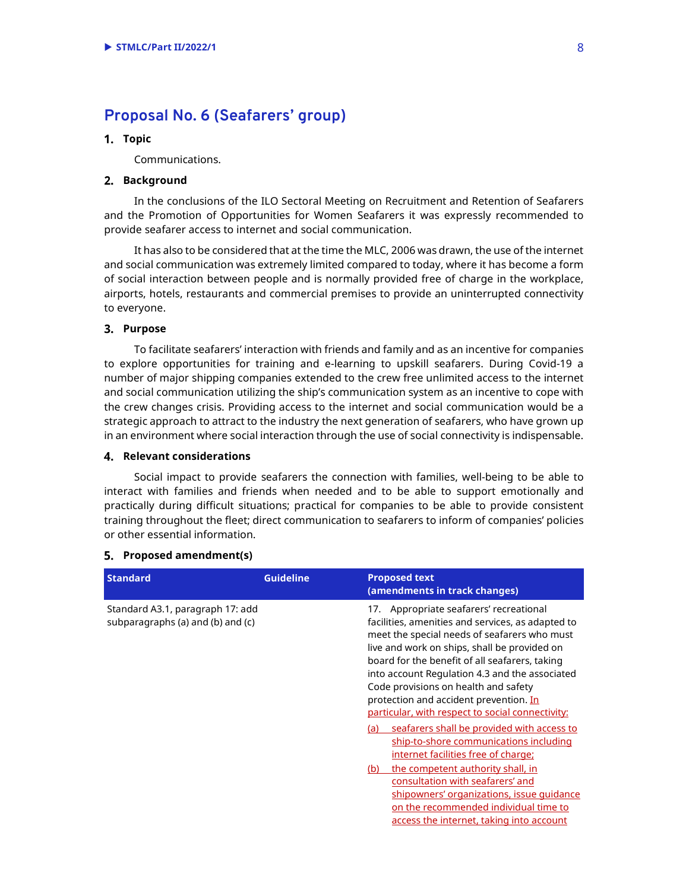## Proposal No. 6 (Seafarers' group)

### 1. Topic

Communications.

### 2. Background

In the conclusions of the ILO Sectoral Meeting on Recruitment and Retention of Seafarers and the Promotion of Opportunities for Women Seafarers it was expressly recommended to provide seafarer access to internet and social communication.

It has also to be considered that at the time the MLC, 2006 was drawn, the use of the internet and social communication was extremely limited compared to today, where it has become a form of social interaction between people and is normally provided free of charge in the workplace, airports, hotels, restaurants and commercial premises to provide an uninterrupted connectivity to everyone.

### 3. Purpose

To facilitate seafarers' interaction with friends and family and as an incentive for companies to explore opportunities for training and e-learning to upskill seafarers. During Covid-19 a number of major shipping companies extended to the crew free unlimited access to the internet and social communication utilizing the ship's communication system as an incentive to cope with the crew changes crisis. Providing access to the internet and social communication would be a strategic approach to attract to the industry the next generation of seafarers, who have grown up in an environment where social interaction through the use of social connectivity is indispensable.

### 4. Relevant considerations

Social impact to provide seafarers the connection with families, well-being to be able to interact with families and friends when needed and to be able to support emotionally and practically during difficult situations; practical for companies to be able to provide consistent training throughout the fleet; direct communication to seafarers to inform of companies' policies or other essential information.

### 5. Proposed amendment(s)

| Standard | Guideline | Proposed text (amendments in track changes) |
|---|---|---|
| Standard A3.1, paragraph 17: add subparagraphs (a) and (b) and (c) | | 17. Appropriate seafarers' recreational facilities, amenities and services, as adapted to meet the special needs of seafarers who must live and work on ships, shall be provided on board for the benefit of all seafarers, taking into account Regulation 4.3 and the associated Code provisions on health and safety protection and accident prevention. <u>In particular, with respect to social connectivity:</u><br><u>(a) seafarers shall be provided with access to ship-to-shore communications including internet facilities free of charge;</u><br><u>(b) the competent authority shall, in consultation with seafarers' and shipowners' organizations, issue guidance on the recommended individual time to access the internet, taking into account</u> |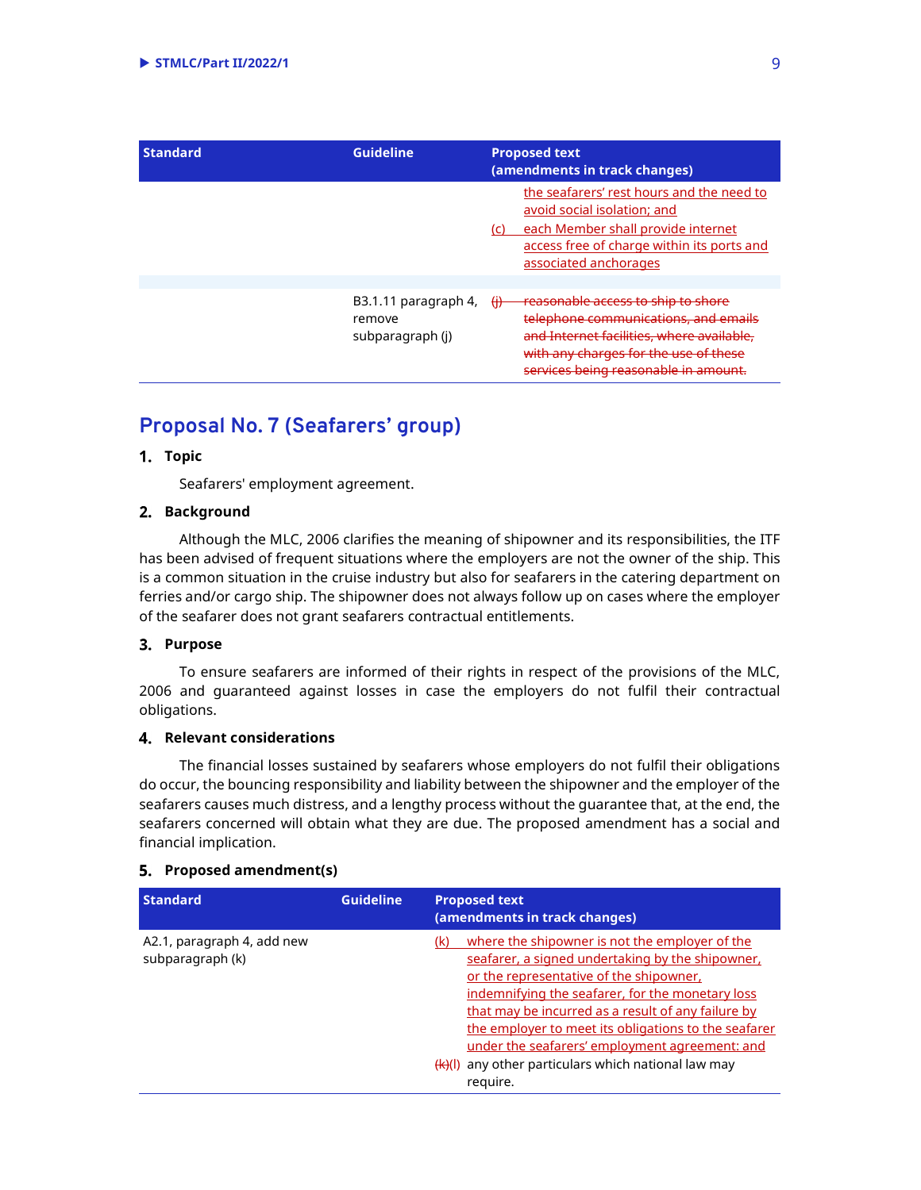| Standard | Guideline | Proposed text (amendments in track changes) |
| --- | --- | --- |
| | | the seafarers' rest hours and the need to avoid social isolation; and<br>(c) each Member shall provide internet access free of charge within its ports and associated anchorages |
| | | |
| | B3.1.11 paragraph 4, remove subparagraph (j) | ~~(j) reasonable access to ship to shore telephone communications, and emails and Internet facilities, where available, with any charges for the use of these services being reasonable in amount.~~ |

## Proposal No. 7 (Seafarers' group)

### 1. Topic

Seafarers' employment agreement.

### 2. Background

Although the MLC, 2006 clarifies the meaning of shipowner and its responsibilities, the ITF has been advised of frequent situations where the employers are not the owner of the ship. This is a common situation in the cruise industry but also for seafarers in the catering department on ferries and/or cargo ship. The shipowner does not always follow up on cases where the employer of the seafarer does not grant seafarers contractual entitlements.

### 3. Purpose

To ensure seafarers are informed of their rights in respect of the provisions of the MLC, 2006 and guaranteed against losses in case the employers do not fulfil their contractual obligations.

### 4. Relevant considerations

The financial losses sustained by seafarers whose employers do not fulfil their obligations do occur, the bouncing responsibility and liability between the shipowner and the employer of the seafarers causes much distress, and a lengthy process without the guarantee that, at the end, the seafarers concerned will obtain what they are due. The proposed amendment has a social and financial implication.

### 5. Proposed amendment(s)

| Standard | Guideline | Proposed text (amendments in track changes) |
| --- | --- | --- |
| A2.1, paragraph 4, add new subparagraph (k) | | (k) where the shipowner is not the employer of the seafarer, a signed undertaking by the shipowner, or the representative of the shipowner, indemnifying the seafarer, for the monetary loss that may be incurred as a result of any failure by the employer to meet its obligations to the seafarer under the seafarers' employment agreement: and<br>~~(k)~~(l) any other particulars which national law may require. |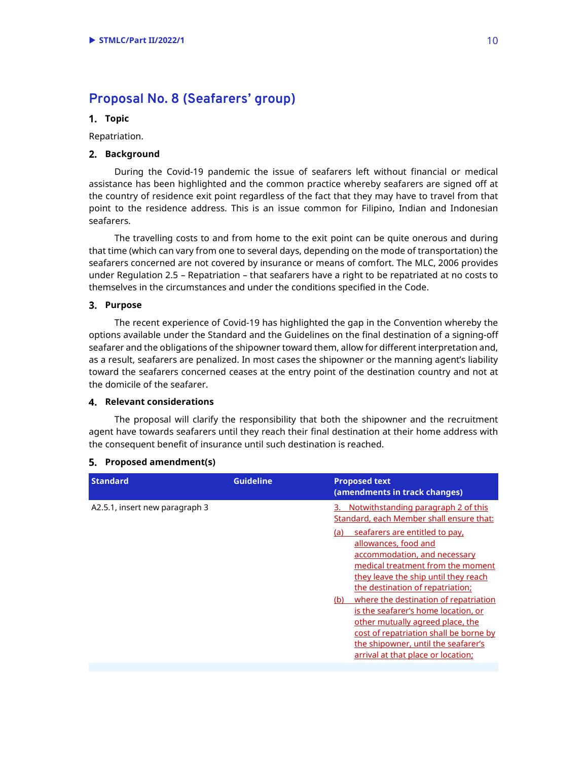## Proposal No. 8 (Seafarers' group)

### 1. Topic

Repatriation.

### 2. Background

During the Covid-19 pandemic the issue of seafarers left without financial or medical assistance has been highlighted and the common practice whereby seafarers are signed off at the country of residence exit point regardless of the fact that they may have to travel from that point to the residence address. This is an issue common for Filipino, Indian and Indonesian seafarers.

The travelling costs to and from home to the exit point can be quite onerous and during that time (which can vary from one to several days, depending on the mode of transportation) the seafarers concerned are not covered by insurance or means of comfort. The MLC, 2006 provides under Regulation 2.5 – Repatriation – that seafarers have a right to be repatriated at no costs to themselves in the circumstances and under the conditions specified in the Code.

### 3. Purpose

The recent experience of Covid-19 has highlighted the gap in the Convention whereby the options available under the Standard and the Guidelines on the final destination of a signing-off seafarer and the obligations of the shipowner toward them, allow for different interpretation and, as a result, seafarers are penalized. In most cases the shipowner or the manning agent's liability toward the seafarers concerned ceases at the entry point of the destination country and not at the domicile of the seafarer.

### 4. Relevant considerations

The proposal will clarify the responsibility that both the shipowner and the recruitment agent have towards seafarers until they reach their final destination at their home address with the consequent benefit of insurance until such destination is reached.

### 5. Proposed amendment(s)

| Standard | Guideline | Proposed text (amendments in track changes) |
|---|---|---|
| A2.5.1, insert new paragraph 3 | | 3. Notwithstanding paragraph 2 of this Standard, each Member shall ensure that:<br>(a) seafarers are entitled to pay, allowances, food and accommodation, and necessary medical treatment from the moment they leave the ship until they reach the destination of repatriation;<br>(b) where the destination of repatriation is the seafarer's home location, or other mutually agreed place, the cost of repatriation shall be borne by the shipowner, until the seafarer's arrival at that place or location; |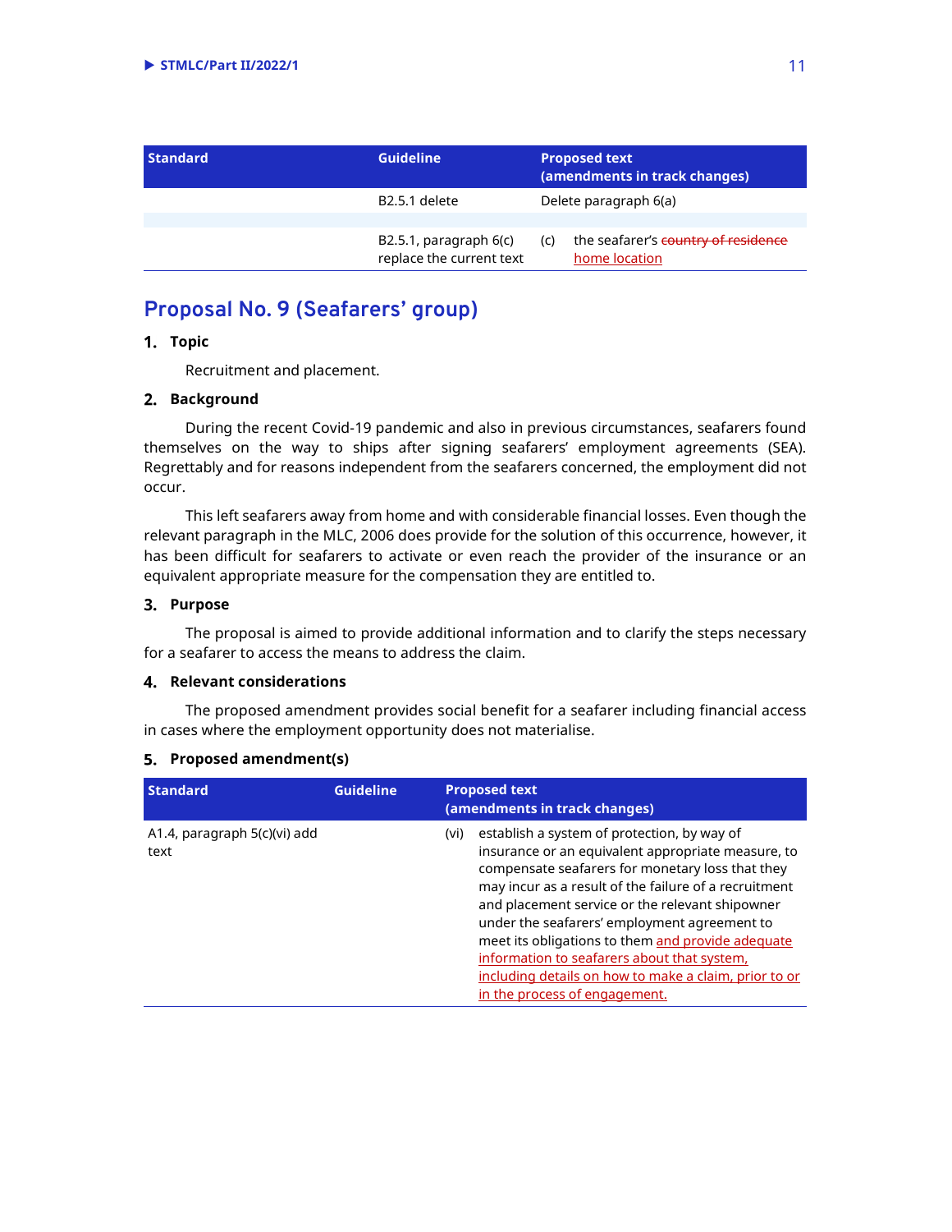| Standard | Guideline | Proposed text (amendments in track changes) |
| --- | --- | --- |
| | B2.5.1 delete | Delete paragraph 6(a) |
| | | |
| | B2.5.1, paragraph 6(c) replace the current text | (c) the seafarer's ~~country of residence~~ <u>home location</u> |

## Proposal No. 9 (Seafarers' group)

### 1. Topic

Recruitment and placement.

### 2. Background

During the recent Covid-19 pandemic and also in previous circumstances, seafarers found themselves on the way to ships after signing seafarers' employment agreements (SEA). Regrettably and for reasons independent from the seafarers concerned, the employment did not occur.

This left seafarers away from home and with considerable financial losses. Even though the relevant paragraph in the MLC, 2006 does provide for the solution of this occurrence, however, it has been difficult for seafarers to activate or even reach the provider of the insurance or an equivalent appropriate measure for the compensation they are entitled to.

### 3. Purpose

The proposal is aimed to provide additional information and to clarify the steps necessary for a seafarer to access the means to address the claim.

### 4. Relevant considerations

The proposed amendment provides social benefit for a seafarer including financial access in cases where the employment opportunity does not materialise.

### 5. Proposed amendment(s)

| Standard | Guideline | Proposed text (amendments in track changes) |
| --- | --- | --- |
| A1.4, paragraph 5(c)(vi) add text | | (vi) establish a system of protection, by way of insurance or an equivalent appropriate measure, to compensate seafarers for monetary loss that they may incur as a result of the failure of a recruitment and placement service or the relevant shipowner under the seafarers' employment agreement to meet its obligations to them <u>and provide adequate information to seafarers about that system, including details on how to make a claim, prior to or in the process of engagement.</u> |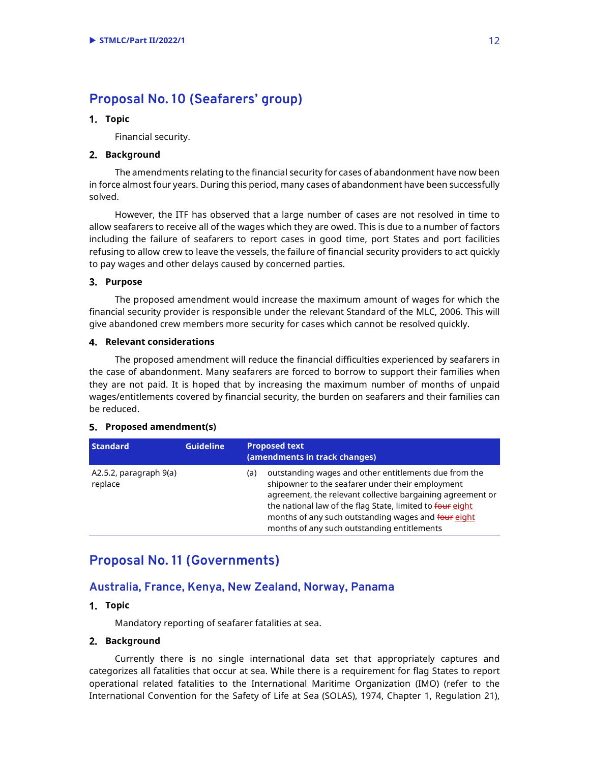## Proposal No. 10 (Seafarers' group)

### 1. Topic

Financial security.

### 2. Background

The amendments relating to the financial security for cases of abandonment have now been in force almost four years. During this period, many cases of abandonment have been successfully solved.

However, the ITF has observed that a large number of cases are not resolved in time to allow seafarers to receive all of the wages which they are owed. This is due to a number of factors including the failure of seafarers to report cases in good time, port States and port facilities refusing to allow crew to leave the vessels, the failure of financial security providers to act quickly to pay wages and other delays caused by concerned parties.

### 3. Purpose

The proposed amendment would increase the maximum amount of wages for which the financial security provider is responsible under the relevant Standard of the MLC, 2006. This will give abandoned crew members more security for cases which cannot be resolved quickly.

### 4. Relevant considerations

The proposed amendment will reduce the financial difficulties experienced by seafarers in the case of abandonment. Many seafarers are forced to borrow to support their families when they are not paid. It is hoped that by increasing the maximum number of months of unpaid wages/entitlements covered by financial security, the burden on seafarers and their families can be reduced.

### 5. Proposed amendment(s)

| Standard | Guideline | Proposed text (amendments in track changes) |
|---|---|---|
| A2.5.2, paragraph 9(a) replace | | (a) outstanding wages and other entitlements due from the shipowner to the seafarer under their employment agreement, the relevant collective bargaining agreement or the national law of the flag State, limited to ~~four~~ eight months of any such outstanding wages and ~~four~~ eight months of any such outstanding entitlements |

## Proposal No. 11 (Governments)

### Australia, France, Kenya, New Zealand, Norway, Panama

### 1. Topic

Mandatory reporting of seafarer fatalities at sea.

### 2. Background

Currently there is no single international data set that appropriately captures and categorizes all fatalities that occur at sea. While there is a requirement for flag States to report operational related fatalities to the International Maritime Organization (IMO) (refer to the International Convention for the Safety of Life at Sea (SOLAS), 1974, Chapter 1, Regulation 21),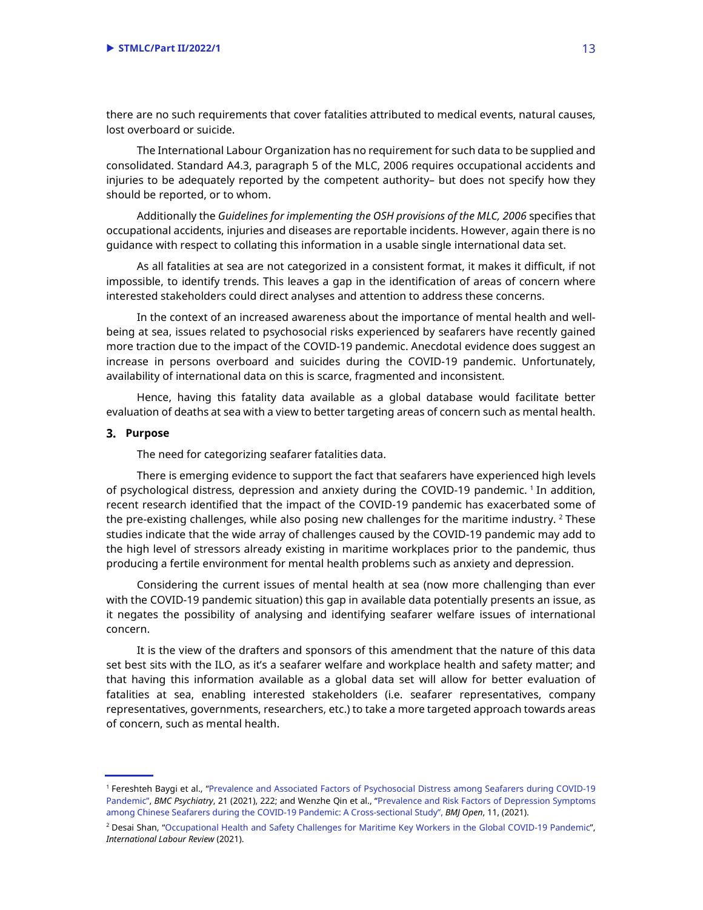there are no such requirements that cover fatalities attributed to medical events, natural causes, lost overboard or suicide.

The International Labour Organization has no requirement for such data to be supplied and consolidated. Standard A4.3, paragraph 5 of the MLC, 2006 requires occupational accidents and injuries to be adequately reported by the competent authority– but does not specify how they should be reported, or to whom.

Additionally the *Guidelines for implementing the OSH provisions of the MLC, 2006* specifies that occupational accidents, injuries and diseases are reportable incidents. However, again there is no guidance with respect to collating this information in a usable single international data set.

As all fatalities at sea are not categorized in a consistent format, it makes it difficult, if not impossible, to identify trends. This leaves a gap in the identification of areas of concern where interested stakeholders could direct analyses and attention to address these concerns.

In the context of an increased awareness about the importance of mental health and well-being at sea, issues related to psychosocial risks experienced by seafarers have recently gained more traction due to the impact of the COVID-19 pandemic. Anecdotal evidence does suggest an increase in persons overboard and suicides during the COVID-19 pandemic. Unfortunately, availability of international data on this is scarce, fragmented and inconsistent.

Hence, having this fatality data available as a global database would facilitate better evaluation of deaths at sea with a view to better targeting areas of concern such as mental health.

## 3. Purpose

The need for categorizing seafarer fatalities data.

There is emerging evidence to support the fact that seafarers have experienced high levels of psychological distress, depression and anxiety during the COVID-19 pandemic. [1] In addition, recent research identified that the impact of the COVID-19 pandemic has exacerbated some of the pre-existing challenges, while also posing new challenges for the maritime industry. [2] These studies indicate that the wide array of challenges caused by the COVID-19 pandemic may add to the high level of stressors already existing in maritime workplaces prior to the pandemic, thus producing a fertile environment for mental health problems such as anxiety and depression.

Considering the current issues of mental health at sea (now more challenging than ever with the COVID-19 pandemic situation) this gap in available data potentially presents an issue, as it negates the possibility of analysing and identifying seafarer welfare issues of international concern.

It is the view of the drafters and sponsors of this amendment that the nature of this data set best sits with the ILO, as it's a seafarer welfare and workplace health and safety matter; and that having this information available as a global data set will allow for better evaluation of fatalities at sea, enabling interested stakeholders (i.e. seafarer representatives, company representatives, governments, researchers, etc.) to take a more targeted approach towards areas of concern, such as mental health.

---

[1] Fereshteh Baygi et al., "Prevalence and Associated Factors of Psychosocial Distress among Seafarers during COVID-19 Pandemic", *BMC Psychiatry*, 21 (2021), 222; and Wenzhe Qin et al., "Prevalence and Risk Factors of Depression Symptoms among Chinese Seafarers during the COVID-19 Pandemic: A Cross-sectional Study", *BMJ Open*, 11, (2021).

[2] Desai Shan, "Occupational Health and Safety Challenges for Maritime Key Workers in the Global COVID-19 Pandemic", *International Labour Review* (2021).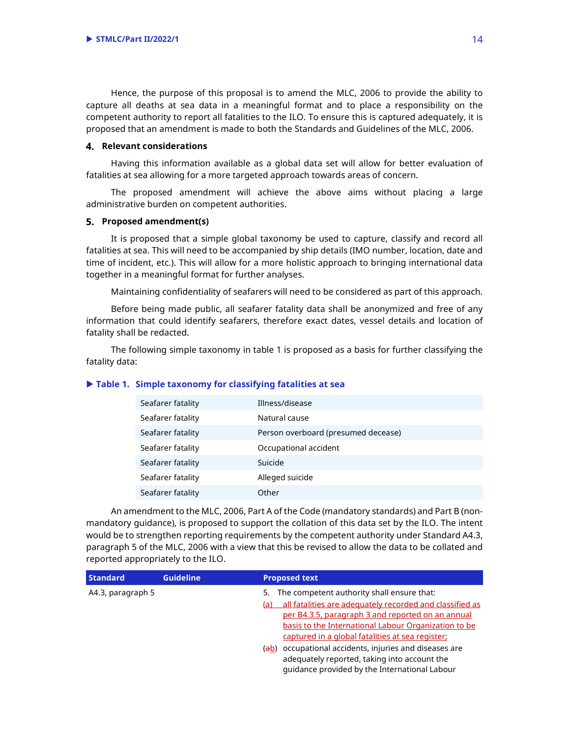Hence, the purpose of this proposal is to amend the MLC, 2006 to provide the ability to capture all deaths at sea data in a meaningful format and to place a responsibility on the competent authority to report all fatalities to the ILO. To ensure this is captured adequately, it is proposed that an amendment is made to both the Standards and Guidelines of the MLC, 2006.

## 4. Relevant considerations

Having this information available as a global data set will allow for better evaluation of fatalities at sea allowing for a more targeted approach towards areas of concern.

The proposed amendment will achieve the above aims without placing a large administrative burden on competent authorities.

## 5. Proposed amendment(s)

It is proposed that a simple global taxonomy be used to capture, classify and record all fatalities at sea. This will need to be accompanied by ship details (IMO number, location, date and time of incident, etc.). This will allow for a more holistic approach to bringing international data together in a meaningful format for further analyses.

Maintaining confidentiality of seafarers will need to be considered as part of this approach.

Before being made public, all seafarer fatality data shall be anonymized and free of any information that could identify seafarers, therefore exact dates, vessel details and location of fatality shall be redacted.

The following simple taxonomy in table 1 is proposed as a basis for further classifying the fatality data:

**Table 1. Simple taxonomy for classifying fatalities at sea**

| | |
|---|---|
| Seafarer fatality | Illness/disease |
| Seafarer fatality | Natural cause |
| Seafarer fatality | Person overboard (presumed decease) |
| Seafarer fatality | Occupational accident |
| Seafarer fatality | Suicide |
| Seafarer fatality | Alleged suicide |
| Seafarer fatality | Other |

An amendment to the MLC, 2006, Part A of the Code (mandatory standards) and Part B (non-mandatory guidance), is proposed to support the collation of this data set by the ILO. The intent would be to strengthen reporting requirements by the competent authority under Standard A4.3, paragraph 5 of the MLC, 2006 with a view that this be revised to allow the data to be collated and reported appropriately to the ILO.

| Standard | Guideline | Proposed text |
|---|---|---|
| A4.3, paragraph 5 | | 5. The competent authority shall ensure that:<br>(a) all fatalities are adequately recorded and classified as per B4.3.5, paragraph 3 and reported on an annual basis to the International Labour Organization to be captured in a global fatalities at sea register;<br>(~~a~~b) occupational accidents, injuries and diseases are adequately reported, taking into account the guidance provided by the International Labour |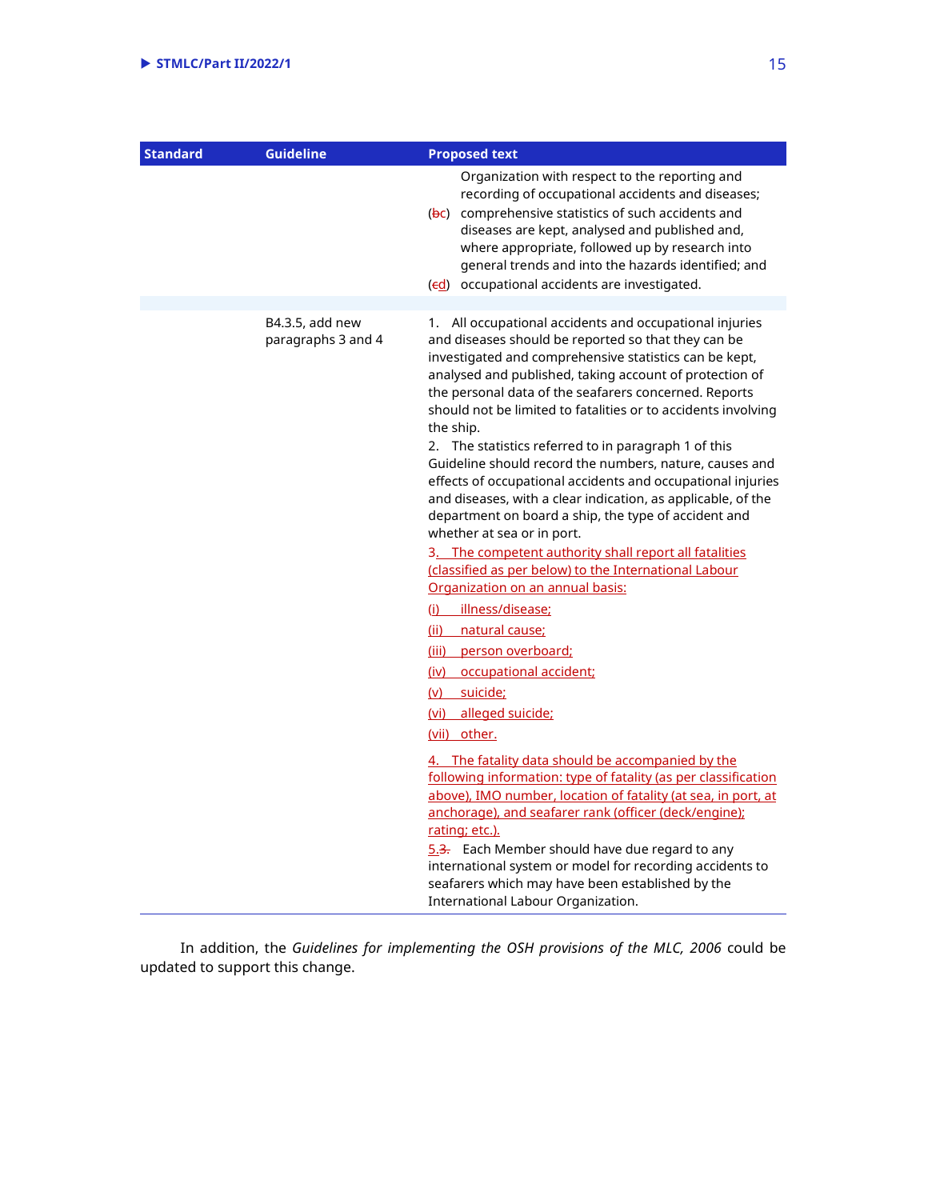| Standard | Guideline | Proposed text |
|---|---|---|
| | | Organization with respect to the reporting and recording of occupational accidents and diseases;<br>(~~b~~c) comprehensive statistics of such accidents and diseases are kept, analysed and published and, where appropriate, followed up by research into general trends and into the hazards identified; and<br>(~~c~~d) occupational accidents are investigated. |
| | | |
| | B4.3.5, add new paragraphs 3 and 4 | 1. All occupational accidents and occupational injuries and diseases should be reported so that they can be investigated and comprehensive statistics can be kept, analysed and published, taking account of protection of the personal data of the seafarers concerned. Reports should not be limited to fatalities or to accidents involving the ship.<br>2. The statistics referred to in paragraph 1 of this Guideline should record the numbers, nature, causes and effects of occupational accidents and occupational injuries and diseases, with a clear indication, as applicable, of the department on board a ship, the type of accident and whether at sea or in port.<br><u>3. The competent authority shall report all fatalities (classified as per below) to the International Labour Organization on an annual basis:</u><br><u>(i) illness/disease;</u><br><u>(ii) natural cause;</u><br><u>(iii) person overboard;</u><br><u>(iv) occupational accident;</u><br><u>(v) suicide;</u><br><u>(vi) alleged suicide;</u><br><u>(vii) other.</u><br><u>4. The fatality data should be accompanied by the following information: type of fatality (as per classification above), IMO number, location of fatality (at sea, in port, at anchorage), and seafarer rank (officer (deck/engine); rating; etc.).</u><br><u>5.</u>~~3.~~ Each Member should have due regard to any international system or model for recording accidents to seafarers which may have been established by the International Labour Organization. |

In addition, the *Guidelines for implementing the OSH provisions of the MLC, 2006* could be updated to support this change.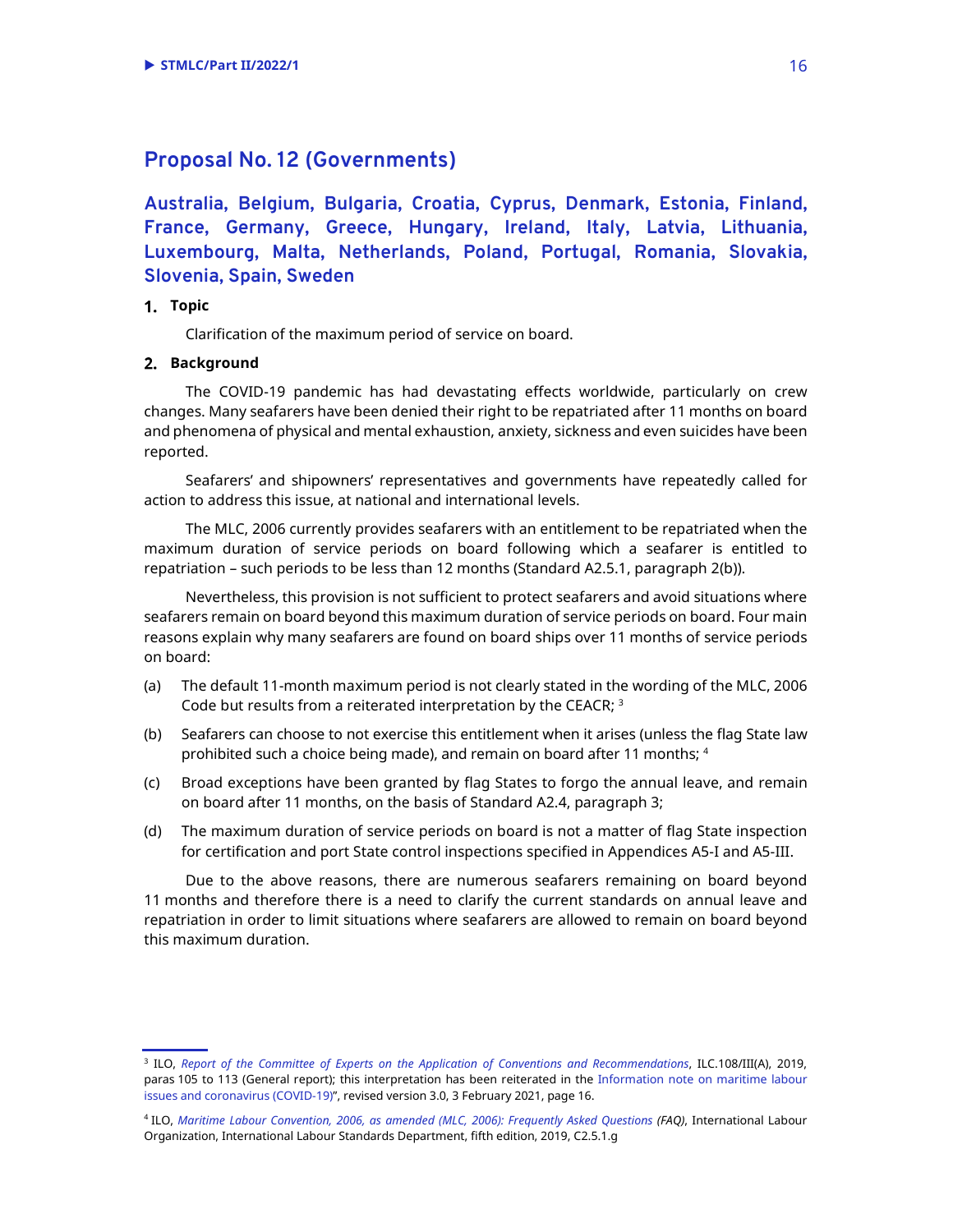## Proposal No. 12 (Governments)

### Australia, Belgium, Bulgaria, Croatia, Cyprus, Denmark, Estonia, Finland, France, Germany, Greece, Hungary, Ireland, Italy, Latvia, Lithuania, Luxembourg, Malta, Netherlands, Poland, Portugal, Romania, Slovakia, Slovenia, Spain, Sweden

**1. Topic**

Clarification of the maximum period of service on board.

**2. Background**

The COVID-19 pandemic has had devastating effects worldwide, particularly on crew changes. Many seafarers have been denied their right to be repatriated after 11 months on board and phenomena of physical and mental exhaustion, anxiety, sickness and even suicides have been reported.

Seafarers' and shipowners' representatives and governments have repeatedly called for action to address this issue, at national and international levels.

The MLC, 2006 currently provides seafarers with an entitlement to be repatriated when the maximum duration of service periods on board following which a seafarer is entitled to repatriation – such periods to be less than 12 months (Standard A2.5.1, paragraph 2(b)).

Nevertheless, this provision is not sufficient to protect seafarers and avoid situations where seafarers remain on board beyond this maximum duration of service periods on board. Four main reasons explain why many seafarers are found on board ships over 11 months of service periods on board:

(a) The default 11-month maximum period is not clearly stated in the wording of the MLC, 2006 Code but results from a reiterated interpretation by the CEACR; [3]

(b) Seafarers can choose to not exercise this entitlement when it arises (unless the flag State law prohibited such a choice being made), and remain on board after 11 months; [4]

(c) Broad exceptions have been granted by flag States to forgo the annual leave, and remain on board after 11 months, on the basis of Standard A2.4, paragraph 3;

(d) The maximum duration of service periods on board is not a matter of flag State inspection for certification and port State control inspections specified in Appendices A5-I and A5-III.

Due to the above reasons, there are numerous seafarers remaining on board beyond 11 months and therefore there is a need to clarify the current standards on annual leave and repatriation in order to limit situations where seafarers are allowed to remain on board beyond this maximum duration.

---

[3] ILO, *Report of the Committee of Experts on the Application of Conventions and Recommendations*, ILC.108/III(A), 2019, paras 105 to 113 (General report); this interpretation has been reiterated in the Information note on maritime labour issues and coronavirus (COVID-19)", revised version 3.0, 3 February 2021, page 16.

[4] ILO, *Maritime Labour Convention, 2006, as amended (MLC, 2006): Frequently Asked Questions (FAQ)*, International Labour Organization, International Labour Standards Department, fifth edition, 2019, C2.5.1.g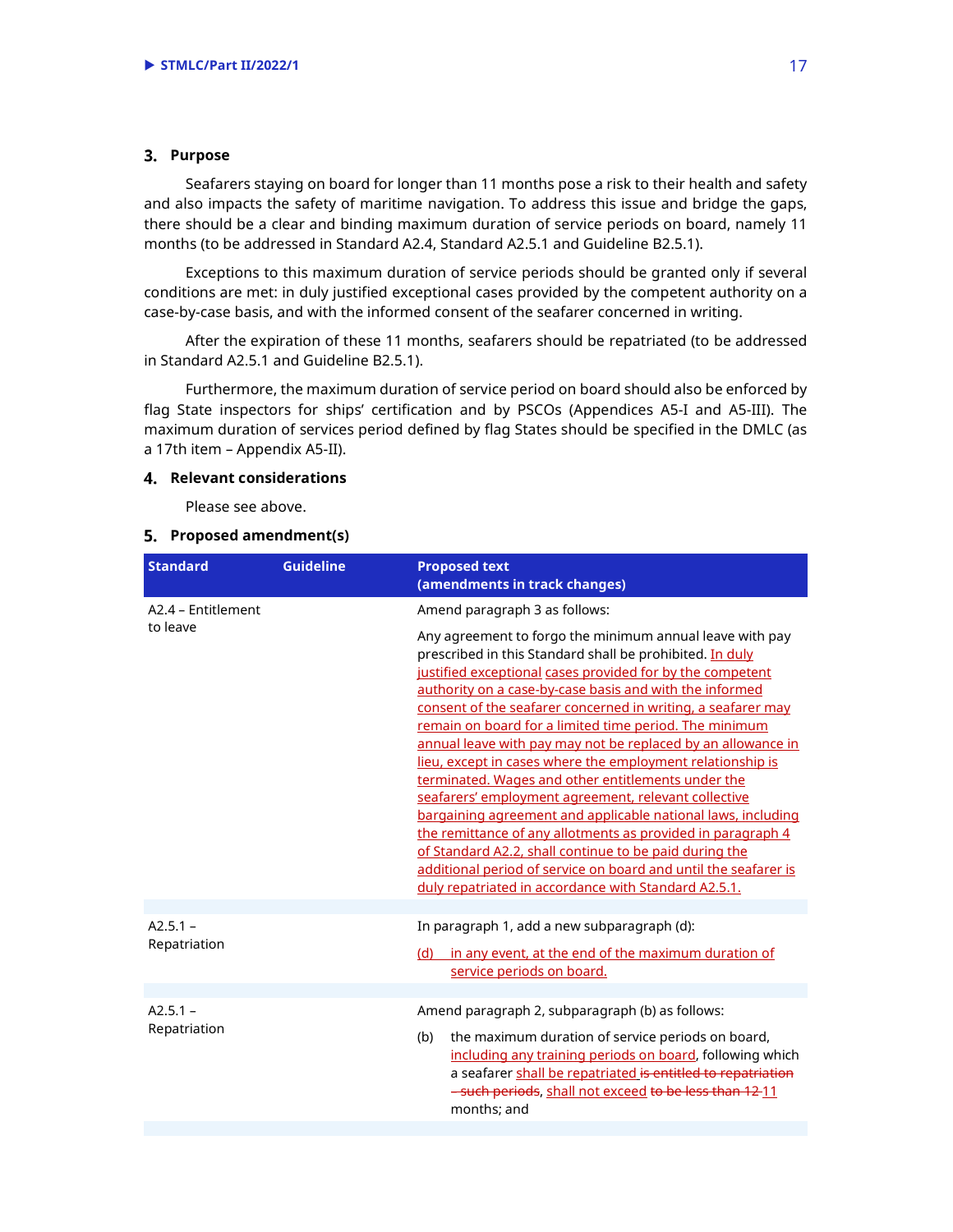## 3. Purpose

Seafarers staying on board for longer than 11 months pose a risk to their health and safety and also impacts the safety of maritime navigation. To address this issue and bridge the gaps, there should be a clear and binding maximum duration of service periods on board, namely 11 months (to be addressed in Standard A2.4, Standard A2.5.1 and Guideline B2.5.1).

Exceptions to this maximum duration of service periods should be granted only if several conditions are met: in duly justified exceptional cases provided by the competent authority on a case-by-case basis, and with the informed consent of the seafarer concerned in writing.

After the expiration of these 11 months, seafarers should be repatriated (to be addressed in Standard A2.5.1 and Guideline B2.5.1).

Furthermore, the maximum duration of service period on board should also be enforced by flag State inspectors for ships' certification and by PSCOs (Appendices A5-I and A5-III). The maximum duration of services period defined by flag States should be specified in the DMLC (as a 17th item – Appendix A5-II).

## 4. Relevant considerations

Please see above.

## 5. Proposed amendment(s)

| Standard | Guideline | Proposed text (amendments in track changes) |
|---|---|---|
| A2.4 – Entitlement to leave | | Amend paragraph 3 as follows:<br><br>Any agreement to forgo the minimum annual leave with pay prescribed in this Standard shall be prohibited. <ins>In duly justified exceptional cases provided for by the competent authority on a case-by-case basis and with the informed consent of the seafarer concerned in writing, a seafarer may remain on board for a limited time period. The minimum annual leave with pay may not be replaced by an allowance in lieu, except in cases where the employment relationship is terminated. Wages and other entitlements under the seafarers' employment agreement, relevant collective bargaining agreement and applicable national laws, including the remittance of any allotments as provided in paragraph 4 of Standard A2.2, shall continue to be paid during the additional period of service on board and until the seafarer is duly repatriated in accordance with Standard A2.5.1.</ins> |
| A2.5.1 – Repatriation | | In paragraph 1, add a new subparagraph (d):<br><br><ins>(d) in any event, at the end of the maximum duration of service periods on board.</ins> |
| A2.5.1 – Repatriation | | Amend paragraph 2, subparagraph (b) as follows:<br><br>(b) the maximum duration of service periods on board, <ins>including any training periods on board</ins>, following which a seafarer <ins>shall be repatriated</ins> <del>is entitled to repatriation – such periods</del>, <ins>shall not exceed</ins> <del>to be less than 12</del> <ins>11</ins> months; and |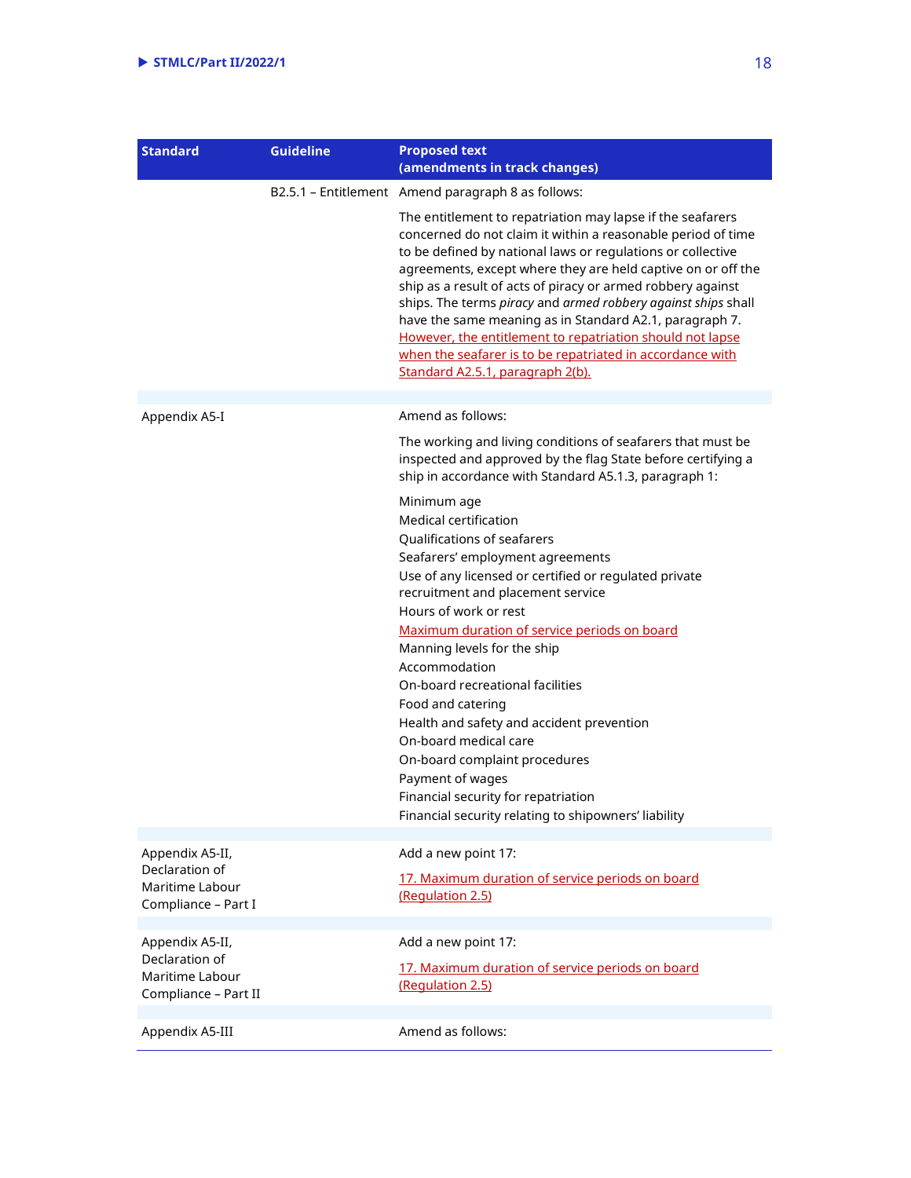| Standard | Guideline | Proposed text (amendments in track changes) |
|---|---|---|
| | B2.5.1 – Entitlement | Amend paragraph 8 as follows:<br><br>The entitlement to repatriation may lapse if the seafarers concerned do not claim it within a reasonable period of time to be defined by national laws or regulations or collective agreements, except where they are held captive on or off the ship as a result of acts of piracy or armed robbery against ships. The terms *piracy* and *armed robbery against ships* shall have the same meaning as in Standard A2.1, paragraph 7. <u>However, the entitlement to repatriation should not lapse when the seafarer is to be repatriated in accordance with Standard A2.5.1, paragraph 2(b).</u> |
| Appendix A5-I | | Amend as follows:<br><br>The working and living conditions of seafarers that must be inspected and approved by the flag State before certifying a ship in accordance with Standard A5.1.3, paragraph 1:<br><br>Minimum age<br>Medical certification<br>Qualifications of seafarers<br>Seafarers' employment agreements<br>Use of any licensed or certified or regulated private recruitment and placement service<br>Hours of work or rest<br><u>Maximum duration of service periods on board</u><br>Manning levels for the ship<br>Accommodation<br>On-board recreational facilities<br>Food and catering<br>Health and safety and accident prevention<br>On-board medical care<br>On-board complaint procedures<br>Payment of wages<br>Financial security for repatriation<br>Financial security relating to shipowners' liability |
| Appendix A5-II, Declaration of Maritime Labour Compliance – Part I | | Add a new point 17:<br><br><u>17. Maximum duration of service periods on board (Regulation 2.5)</u> |
| Appendix A5-II, Declaration of Maritime Labour Compliance – Part II | | Add a new point 17:<br><br><u>17. Maximum duration of service periods on board (Regulation 2.5)</u> |
| Appendix A5-III | | Amend as follows: |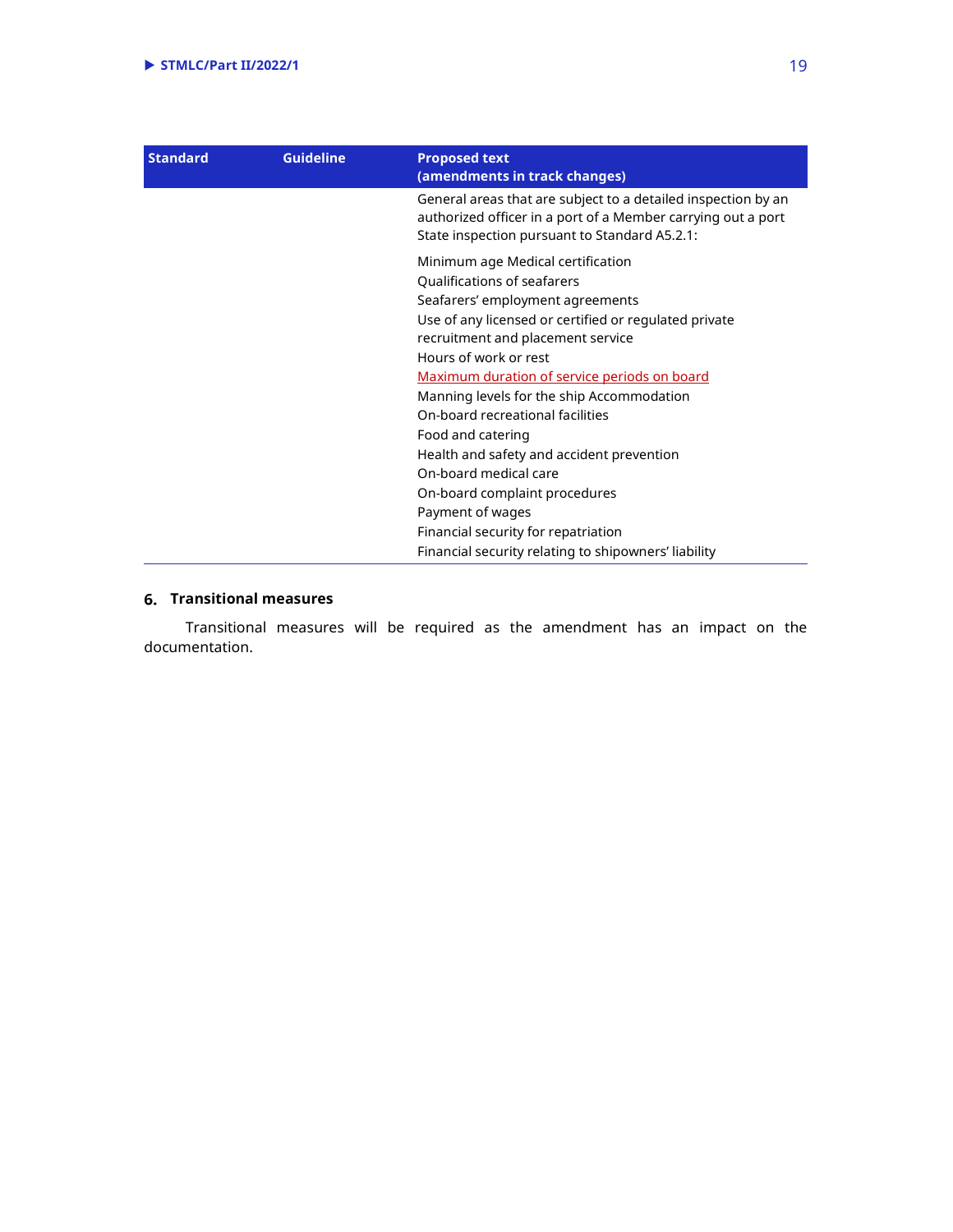| Standard | Guideline | Proposed text<br>(amendments in track changes) |
|---|---|---|
| | | General areas that are subject to a detailed inspection by an authorized officer in a port of a Member carrying out a port State inspection pursuant to Standard A5.2.1:<br><br>Minimum age Medical certification<br>Qualifications of seafarers<br>Seafarers' employment agreements<br>Use of any licensed or certified or regulated private recruitment and placement service<br>Hours of work or rest<br><u>Maximum duration of service periods on board</u><br>Manning levels for the ship Accommodation<br>On-board recreational facilities<br>Food and catering<br>Health and safety and accident prevention<br>On-board medical care<br>On-board complaint procedures<br>Payment of wages<br>Financial security for repatriation<br>Financial security relating to shipowners' liability |

## 6. Transitional measures

Transitional measures will be required as the amendment has an impact on the documentation.